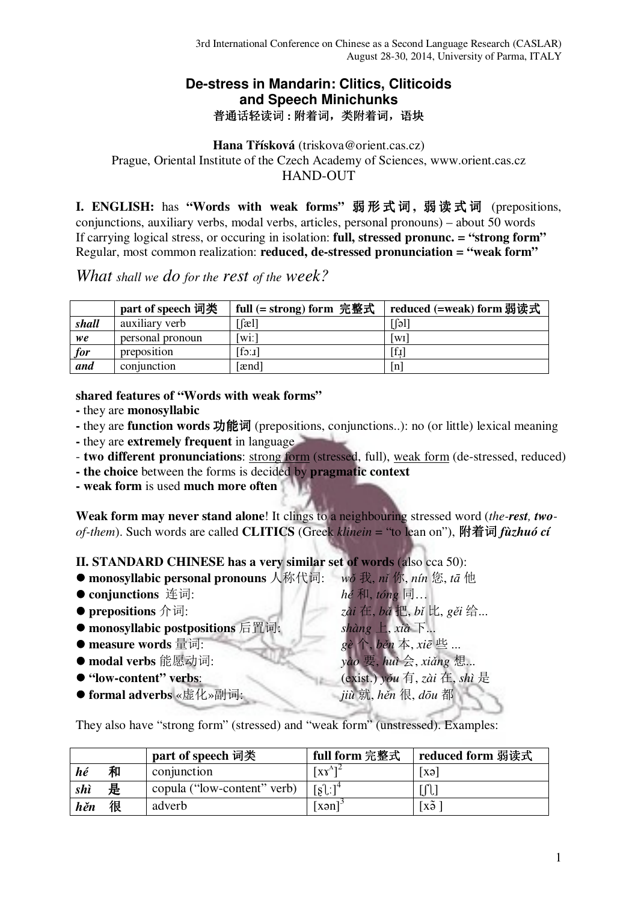3rd International Conference on Chinese as a Second Language Research (CASLAR)
August 28-30, 2014, University of Parma, ITALY

# De-stress in Mandarin: Clitics, Cliticoids and Speech Minichunks

**普通话轻读词：附着词，类附着词，语块**

**Hana Třísková** (triskova@orient.cas.cz)
Prague, Oriental Institute of the Czech Academy of Sciences, www.orient.cas.cz
HAND-OUT

**I. ENGLISH:** has **"Words with weak forms" 弱形式词，弱读式词** (prepositions, conjunctions, auxiliary verbs, modal verbs, articles, personal pronouns) – about 50 words
If carrying logical stress, or occuring in isolation: **full, stressed pronunc. = "strong form"**
Regular, most common realization: **reduced, de-stressed pronunciation = "weak form"**

*What shall we do for the rest of the week?*

| | part of speech 词类 | full (= strong) form 完整式 | reduced (=weak) form 弱读式 |
|---|---|---|---|
| ***shall*** | auxiliary verb | [ʃæl] | [ʃəl] |
| ***we*** | personal pronoun | [wiː] | [wɪ] |
| ***for*** | preposition | [fɔːɹ] | [fɹ̩] |
| ***and*** | conjunction | [ænd] | [n] |

**shared features of "Words with weak forms"**

- they are **monosyllabic**
- they are **function words 功能词** (prepositions, conjunctions..): no (or little) lexical meaning
- they are **extremely frequent** in language
- **two different pronunciations**: strong form (stressed, full), weak form (de-stressed, reduced)
- **the choice** between the forms is decided by **pragmatic context**
- **weak form** is used **much more often**

**Weak form may never stand alone**! It clings to a neighbouring stressed word (*the-**rest**, **two**-of-them*). Such words are called **CLITICS** (Greek *klinein* = "to lean on"), **附着词 *fùzhuó cí***

**II. STANDARD CHINESE has a very similar set of words** (also cca 50):

- **monosyllabic personal pronouns** 人称代词: *wǒ* 我, *nǐ* 你, *nín* 您, *tā* 他
- **conjunctions** 连词: *hé* 和, *tóng* 同…
- **prepositions** 介词: *zài* 在, *bǎ* 把, *bǐ* 比, *gěi* 给...
- **monosyllabic postpositions** 后置词: *shàng* 上, *xià* 下...
- **measure words** 量词: *gè* 个, *běn* 本, *xiē* 些 ...
- **modal verbs** 能愿动词: *yào* 要, *huì* 会, *xiǎng* 想...
- **"low-content" verbs**: (exist.) *yǒu* 有, *zài* 在, *shì* 是
- **formal adverbs** «虚化»副词: *jiù* 就, *hěn* 很, *dōu* 都

They also have "strong form" (stressed) and "weak form" (unstressed). Examples:

| | part of speech 词类 | full form 完整式 | reduced form 弱读式 |
|---|---|---|---|
| ***hé*** 和 | conjunction | $[\text{xɤ}^{\text{ʌ}}]^2$ | [xə] |
| ***shì*** 是 | copula ("low-content" verb) | $[\text{ʂʅː}]^4$ | [ʃʅ] |
| ***hěn*** 很 | adverb | $[\text{xən}]^3$ | [xə̃ ] |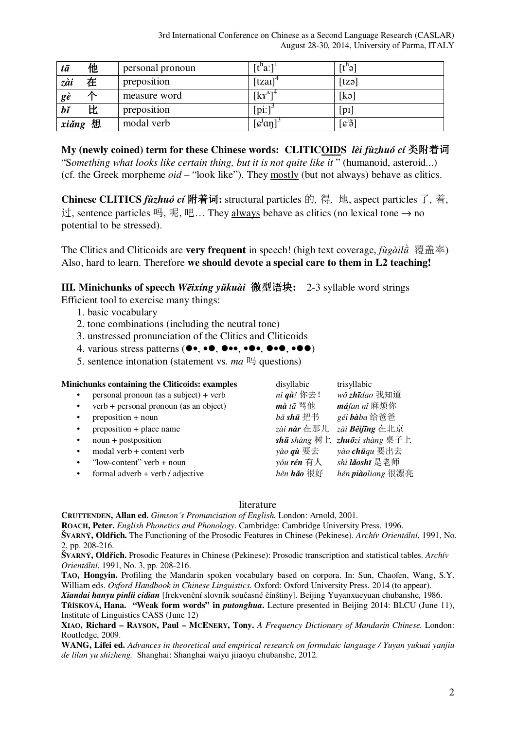| | | | | |
|---|---|---|---|---|
| ***tā*** **他** | personal pronoun | [tʰaː][1] | [tʰə] |
| ***zài*** **在** | preposition | [tzaɪ][4] | [tzə] |
| ***gè*** **个** | measure word | [kɤᴬ][4] | [kə] |
| ***bǐ*** **比** | preposition | [piː][3] | [pɪ] |
| ***xiǎng*** **想** | modal verb | [ɕʲɑŋ][3] | [ɕʲə̃] |

**My (newly coined) term for these Chinese words: CLITICOIDS** ***lèi fùzhuó cí*** **类附着词**
"S*omething what looks like certain thing, but it is not quite like it* " (humanoid, asteroid...) (cf. the Greek morpheme *oid* – "look like"). They mostly (but not always) behave as clitics.

**Chinese CLITICS** ***fùzhuó cí*** **附着词:** structural particles 的, 得, 地, aspect particles 了, 着, 过, sentence particles 吗, 呢, 吧… They always behave as clitics (no lexical tone → no potential to be stressed).

The Clitics and Cliticoids are **very frequent** in speech! (high text coverage, *fùgàilǜ* 覆盖率) Also, hard to learn. Therefore **we should devote a special care to them in L2 teaching!**

## III. Minichunks of speech *Wēixíng yǔkuài* 微型语块: 2-3 syllable word strings

Efficient tool to exercise many things:

1. basic vocabulary
2. tone combinations (including the neutral tone)
3. unstressed pronunciation of the Clitics and Cliticoids
4. various stress patterns (●•, •●, ●••, •●•, ●•●, •●●)
5. sentence intonation (statement vs. *ma* 吗 questions)

| **Minichunks containing the Cliticoids: examples** | disyllabic | trisyllabic |
|---|---|---|
| • personal pronoun (as a subject) + verb | *nǐ **qù**!* 你去! | *wǒ **zhī**dao* 我知道 |
| • verb + personal pronoun (as an object) | ***mà** tā* 骂他 | ***má**fan nǐ* 麻烦你 |
| • preposition + noun | *bǎ **shū*** 把书 | *gěi **bà**ba* 给爸爸 |
| • preposition + place name | *zài **nàr*** 在那儿 | *zài **Běijīng*** 在北京 |
| • noun + postposition | ***shū** shàng* 树上 | ***zhuō**zi shàng* 桌子上 |
| • modal verb + content verb | *yào **qù*** 要去 | *yào **chū**qu* 要出去 |
| • "low-content" verb + noun | *yǒu **rén*** 有人 | *shì **lǎoshī*** 是老师 |
| • formal adverb + verb / adjective | *hěn **hǎo*** 很好 | *hěn **piào**liang* 很漂亮 |

### literature

**CRUTTENDEN, Allan ed.** *Gimson´s Pronunciation of English.* London: Arnold, 2001.

**ROACH, Peter.** *English Phonetics and Phonology*. Cambridge: Cambridge University Press, 1996.

**ŠVARNÝ, Oldřich.** The Functioning of the Prosodic Features in Chinese (Pekinese). *Archív Orientální*, 1991, No. 2, pp. 208-216.

**ŠVARNÝ, Oldřich.** Prosodic Features in Chinese (Pekinese): Prosodic transcription and statistical tables. *Archív Orientální*, 1991, No. 3, pp. 208-216.

**TAO, Hongyin.** Profiling the Mandarin spoken vocabulary based on corpora. In: Sun, Chaofen, Wang, S.Y. William eds. *Oxford Handbook in Chinese Linguistics.* Oxford: Oxford University Press. 2014 (to appear).

***Xiandai hanyu pinlü cidian*** [frekvenční slovník současné čínštiny]. Beijing Yuyanxueyuan chubanshe, 1986.

**TŘÍSKOVÁ, Hana. "Weak form words" in *putonghua*.** Lecture presented in Beijing 2014: BLCU (June 11), Institute of Linguistics CASS (June 12)

**XIAO, Richard – RAYSON, Paul – MCENERY, Tony.** *A Frequency Dictionary of Mandarin Chinese.* London: Routledge, 2009.

**WANG, Lifei ed.** *Advances in theoretical and empirical research on formulaic language / Yuyan yukuai yanjiu de lilun yu shizheng.* Shanghai: Shanghai waiyu jiiaoyu chubanshe, 2012.